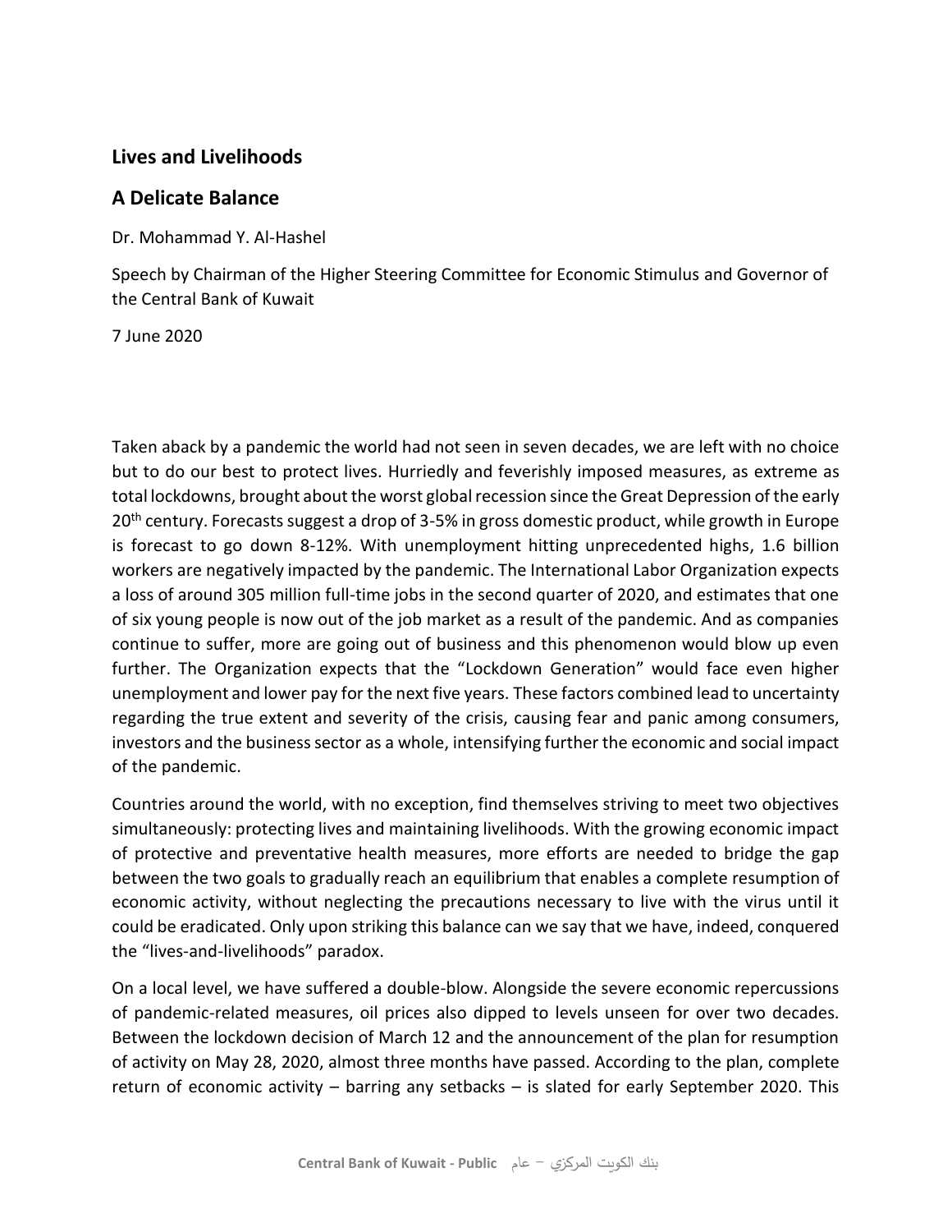## Lives and Livelihoods

## A Delicate Balance

Dr. Mohammad Y. Al-Hashel

Speech by Chairman of the Higher Steering Committee for Economic Stimulus and Governor of the Central Bank of Kuwait

7 June 2020

Taken aback by a pandemic the world had not seen in seven decades, we are left with no choice but to do our best to protect lives. Hurriedly and feverishly imposed measures, as extreme as total lockdowns, brought about the worst global recession since the Great Depression of the early 20th century. Forecasts suggest a drop of 3-5% in gross domestic product, while growth in Europe is forecast to go down 8-12%. With unemployment hitting unprecedented highs, 1.6 billion workers are negatively impacted by the pandemic. The International Labor Organization expects a loss of around 305 million full-time jobs in the second quarter of 2020, and estimates that one of six young people is now out of the job market as a result of the pandemic. And as companies continue to suffer, more are going out of business and this phenomenon would blow up even further. The Organization expects that the "Lockdown Generation" would face even higher unemployment and lower pay for the next five years. These factors combined lead to uncertainty regarding the true extent and severity of the crisis, causing fear and panic among consumers, investors and the business sector as a whole, intensifying further the economic and social impact of the pandemic.

Countries around the world, with no exception, find themselves striving to meet two objectives simultaneously: protecting lives and maintaining livelihoods. With the growing economic impact of protective and preventative health measures, more efforts are needed to bridge the gap between the two goals to gradually reach an equilibrium that enables a complete resumption of economic activity, without neglecting the precautions necessary to live with the virus until it could be eradicated. Only upon striking this balance can we say that we have, indeed, conquered the "lives-and-livelihoods" paradox.

On a local level, we have suffered a double-blow. Alongside the severe economic repercussions of pandemic-related measures, oil prices also dipped to levels unseen for over two decades. Between the lockdown decision of March 12 and the announcement of the plan for resumption of activity on May 28, 2020, almost three months have passed. According to the plan, complete return of economic activity – barring any setbacks – is slated for early September 2020. This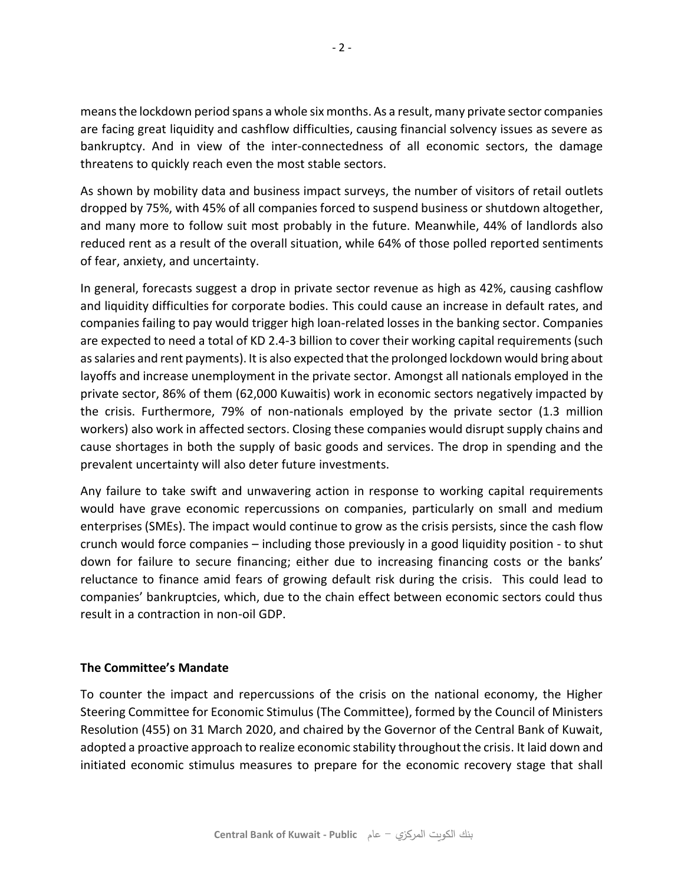means the lockdown period spans a whole six months. As a result, many private sector companies are facing great liquidity and cashflow difficulties, causing financial solvency issues as severe as bankruptcy. And in view of the inter-connectedness of all economic sectors, the damage threatens to quickly reach even the most stable sectors.

As shown by mobility data and business impact surveys, the number of visitors of retail outlets dropped by 75%, with 45% of all companies forced to suspend business or shutdown altogether, and many more to follow suit most probably in the future. Meanwhile, 44% of landlords also reduced rent as a result of the overall situation, while 64% of those polled reported sentiments of fear, anxiety, and uncertainty.

In general, forecasts suggest a drop in private sector revenue as high as 42%, causing cashflow and liquidity difficulties for corporate bodies. This could cause an increase in default rates, and companies failing to pay would trigger high loan-related losses in the banking sector. Companies are expected to need a total of KD 2.4-3 billion to cover their working capital requirements (such as salaries and rent payments). It is also expected that the prolonged lockdown would bring about layoffs and increase unemployment in the private sector. Amongst all nationals employed in the private sector, 86% of them (62,000 Kuwaitis) work in economic sectors negatively impacted by the crisis. Furthermore, 79% of non-nationals employed by the private sector (1.3 million workers) also work in affected sectors. Closing these companies would disrupt supply chains and cause shortages in both the supply of basic goods and services. The drop in spending and the prevalent uncertainty will also deter future investments.

Any failure to take swift and unwavering action in response to working capital requirements would have grave economic repercussions on companies, particularly on small and medium enterprises (SMEs). The impact would continue to grow as the crisis persists, since the cash flow crunch would force companies – including those previously in a good liquidity position - to shut down for failure to secure financing; either due to increasing financing costs or the banks' reluctance to finance amid fears of growing default risk during the crisis. This could lead to companies' bankruptcies, which, due to the chain effect between economic sectors could thus result in a contraction in non-oil GDP.

## The Committee's Mandate

To counter the impact and repercussions of the crisis on the national economy, the Higher Steering Committee for Economic Stimulus (The Committee), formed by the Council of Ministers Resolution (455) on 31 March 2020, and chaired by the Governor of the Central Bank of Kuwait, adopted a proactive approach to realize economic stability throughout the crisis. It laid down and initiated economic stimulus measures to prepare for the economic recovery stage that shall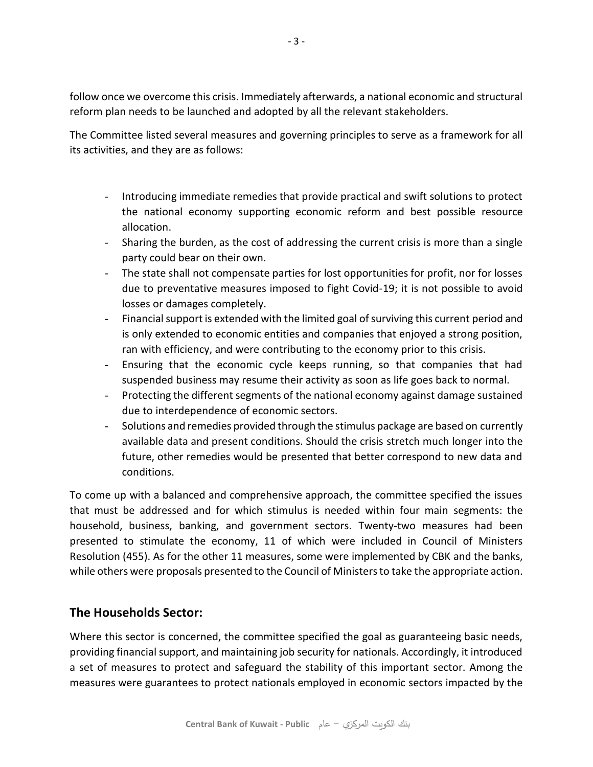follow once we overcome this crisis. Immediately afterwards, a national economic and structural reform plan needs to be launched and adopted by all the relevant stakeholders.

The Committee listed several measures and governing principles to serve as a framework for all its activities, and they are as follows:

- Introducing immediate remedies that provide practical and swift solutions to protect the national economy supporting economic reform and best possible resource allocation.
- Sharing the burden, as the cost of addressing the current crisis is more than a single party could bear on their own.
- The state shall not compensate parties for lost opportunities for profit, nor for losses due to preventative measures imposed to fight Covid-19; it is not possible to avoid losses or damages completely.
- Financial support is extended with the limited goal of surviving this current period and is only extended to economic entities and companies that enjoyed a strong position, ran with efficiency, and were contributing to the economy prior to this crisis.
- Ensuring that the economic cycle keeps running, so that companies that had suspended business may resume their activity as soon as life goes back to normal.
- Protecting the different segments of the national economy against damage sustained due to interdependence of economic sectors.
- Solutions and remedies provided through the stimulus package are based on currently available data and present conditions. Should the crisis stretch much longer into the future, other remedies would be presented that better correspond to new data and conditions.

To come up with a balanced and comprehensive approach, the committee specified the issues that must be addressed and for which stimulus is needed within four main segments: the household, business, banking, and government sectors. Twenty-two measures had been presented to stimulate the economy, 11 of which were included in Council of Ministers Resolution (455). As for the other 11 measures, some were implemented by CBK and the banks, while others were proposals presented to the Council of Ministers to take the appropriate action.

## The Households Sector:

Where this sector is concerned, the committee specified the goal as guaranteeing basic needs, providing financial support, and maintaining job security for nationals. Accordingly, it introduced a set of measures to protect and safeguard the stability of this important sector. Among the measures were guarantees to protect nationals employed in economic sectors impacted by the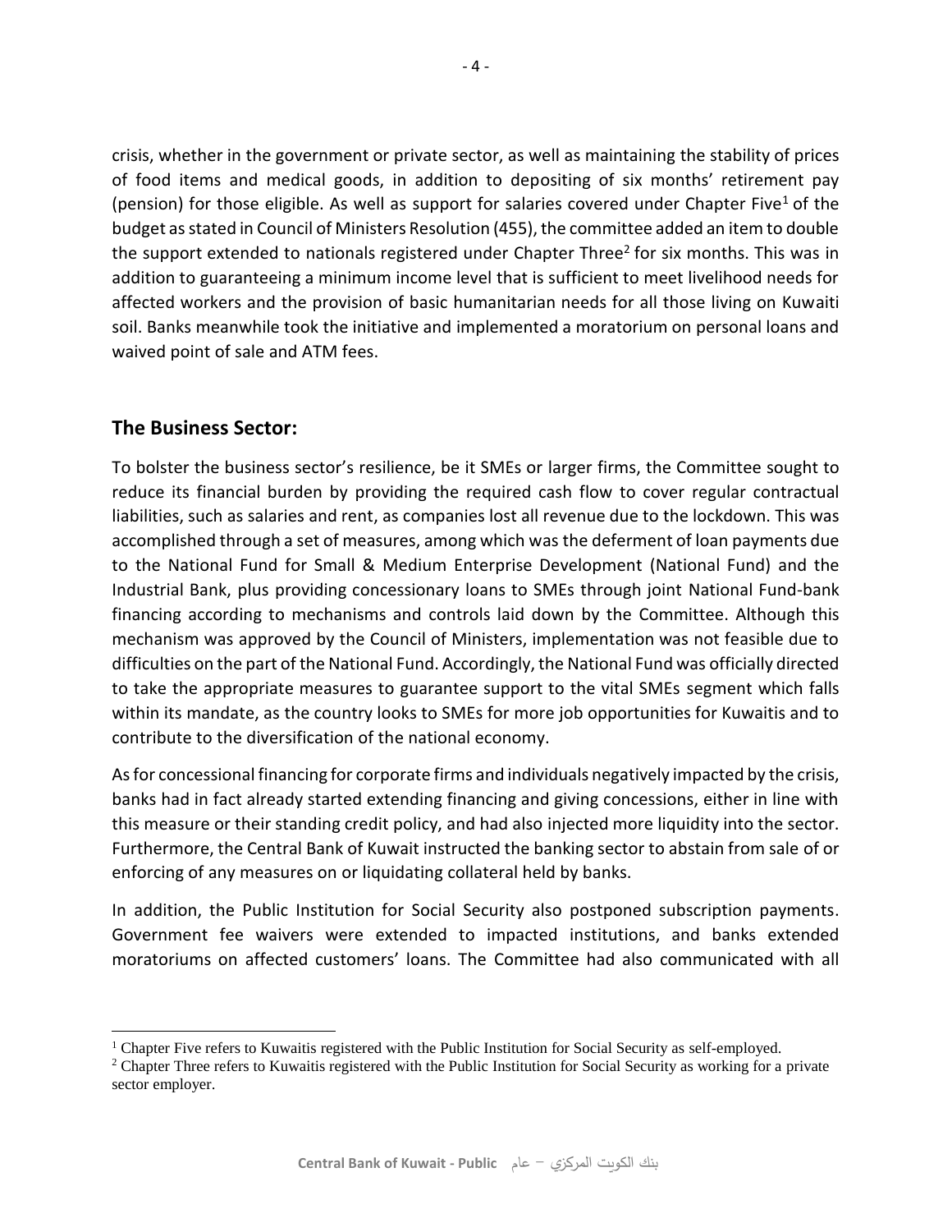crisis, whether in the government or private sector, as well as maintaining the stability of prices of food items and medical goods, in addition to depositing of six months' retirement pay (pension) for those eligible. As well as support for salaries covered under Chapter Five[1] of the budget as stated in Council of Ministers Resolution (455), the committee added an item to double the support extended to nationals registered under Chapter Three[2] for six months. This was in addition to guaranteeing a minimum income level that is sufficient to meet livelihood needs for affected workers and the provision of basic humanitarian needs for all those living on Kuwaiti soil. Banks meanwhile took the initiative and implemented a moratorium on personal loans and waived point of sale and ATM fees.

## The Business Sector:

To bolster the business sector's resilience, be it SMEs or larger firms, the Committee sought to reduce its financial burden by providing the required cash flow to cover regular contractual liabilities, such as salaries and rent, as companies lost all revenue due to the lockdown. This was accomplished through a set of measures, among which was the deferment of loan payments due to the National Fund for Small & Medium Enterprise Development (National Fund) and the Industrial Bank, plus providing concessionary loans to SMEs through joint National Fund-bank financing according to mechanisms and controls laid down by the Committee. Although this mechanism was approved by the Council of Ministers, implementation was not feasible due to difficulties on the part of the National Fund. Accordingly, the National Fund was officially directed to take the appropriate measures to guarantee support to the vital SMEs segment which falls within its mandate, as the country looks to SMEs for more job opportunities for Kuwaitis and to contribute to the diversification of the national economy.

As for concessional financing for corporate firms and individuals negatively impacted by the crisis, banks had in fact already started extending financing and giving concessions, either in line with this measure or their standing credit policy, and had also injected more liquidity into the sector. Furthermore, the Central Bank of Kuwait instructed the banking sector to abstain from sale of or enforcing of any measures on or liquidating collateral held by banks.

In addition, the Public Institution for Social Security also postponed subscription payments. Government fee waivers were extended to impacted institutions, and banks extended moratoriums on affected customers' loans. The Committee had also communicated with all

---

[1] Chapter Five refers to Kuwaitis registered with the Public Institution for Social Security as self-employed.

[2] Chapter Three refers to Kuwaitis registered with the Public Institution for Social Security as working for a private sector employer.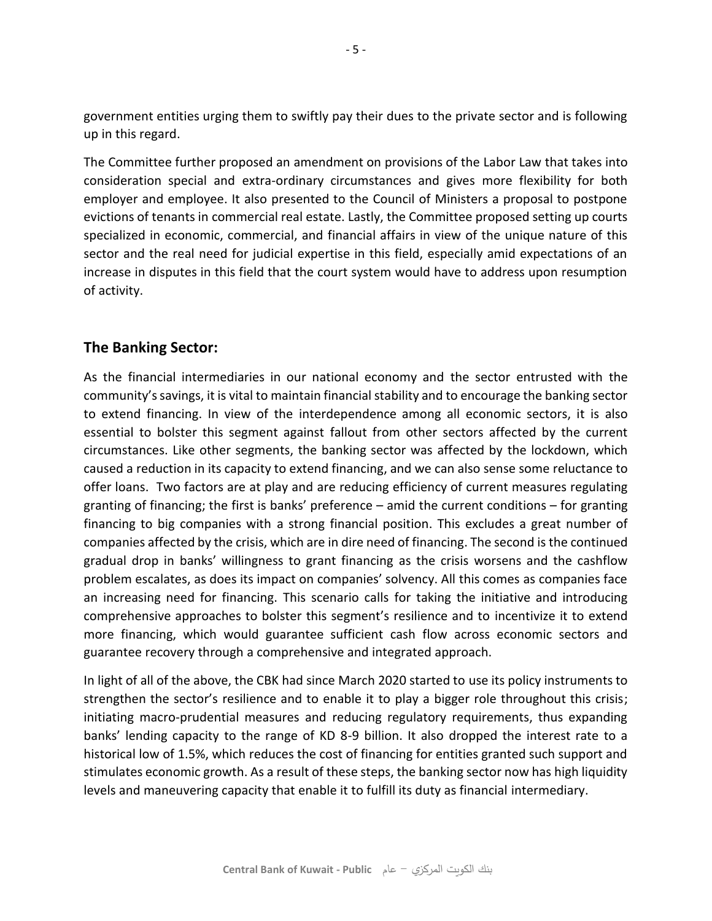government entities urging them to swiftly pay their dues to the private sector and is following up in this regard.

The Committee further proposed an amendment on provisions of the Labor Law that takes into consideration special and extra-ordinary circumstances and gives more flexibility for both employer and employee. It also presented to the Council of Ministers a proposal to postpone evictions of tenants in commercial real estate. Lastly, the Committee proposed setting up courts specialized in economic, commercial, and financial affairs in view of the unique nature of this sector and the real need for judicial expertise in this field, especially amid expectations of an increase in disputes in this field that the court system would have to address upon resumption of activity.

## The Banking Sector:

As the financial intermediaries in our national economy and the sector entrusted with the community's savings, it is vital to maintain financial stability and to encourage the banking sector to extend financing. In view of the interdependence among all economic sectors, it is also essential to bolster this segment against fallout from other sectors affected by the current circumstances. Like other segments, the banking sector was affected by the lockdown, which caused a reduction in its capacity to extend financing, and we can also sense some reluctance to offer loans. Two factors are at play and are reducing efficiency of current measures regulating granting of financing; the first is banks' preference – amid the current conditions – for granting financing to big companies with a strong financial position. This excludes a great number of companies affected by the crisis, which are in dire need of financing. The second is the continued gradual drop in banks' willingness to grant financing as the crisis worsens and the cashflow problem escalates, as does its impact on companies' solvency. All this comes as companies face an increasing need for financing. This scenario calls for taking the initiative and introducing comprehensive approaches to bolster this segment's resilience and to incentivize it to extend more financing, which would guarantee sufficient cash flow across economic sectors and guarantee recovery through a comprehensive and integrated approach.

In light of all of the above, the CBK had since March 2020 started to use its policy instruments to strengthen the sector's resilience and to enable it to play a bigger role throughout this crisis; initiating macro-prudential measures and reducing regulatory requirements, thus expanding banks' lending capacity to the range of KD 8-9 billion. It also dropped the interest rate to a historical low of 1.5%, which reduces the cost of financing for entities granted such support and stimulates economic growth. As a result of these steps, the banking sector now has high liquidity levels and maneuvering capacity that enable it to fulfill its duty as financial intermediary.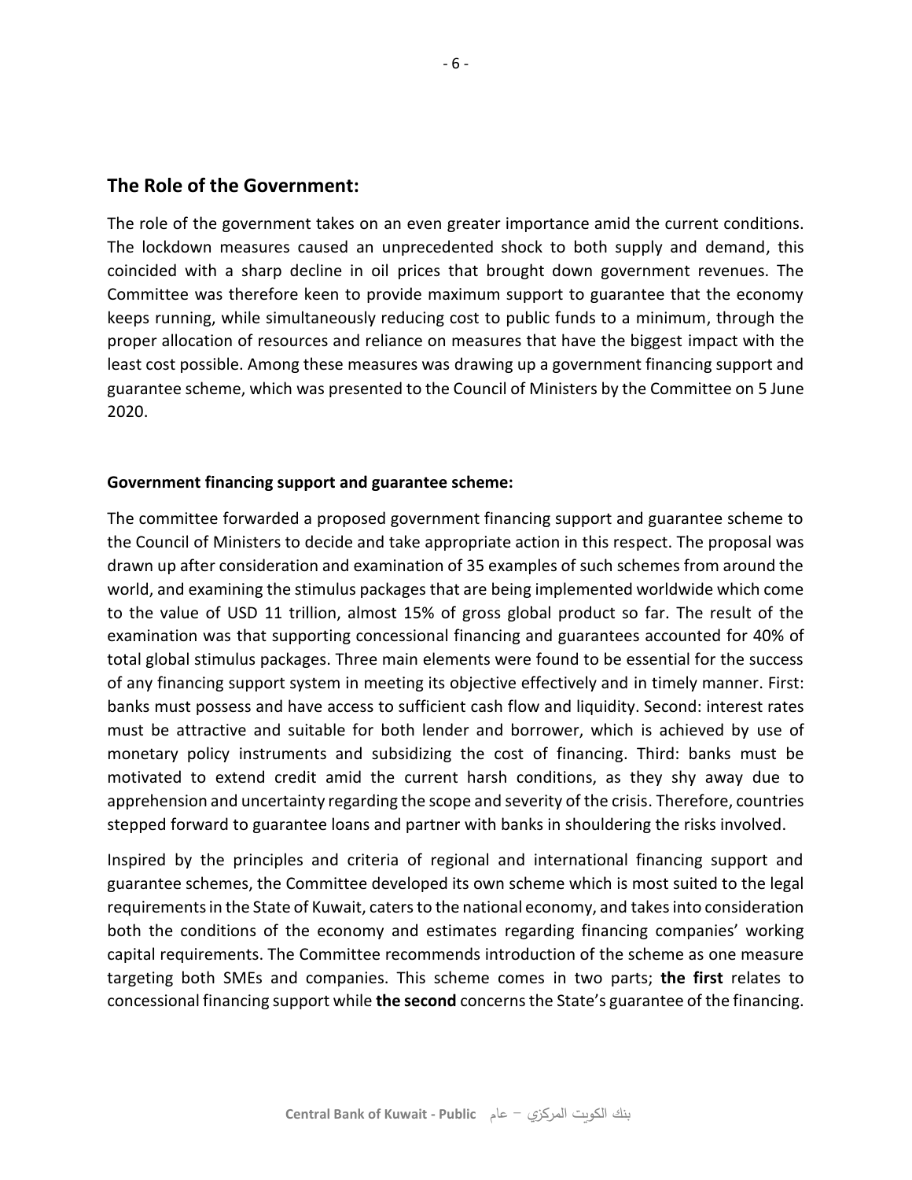## The Role of the Government:

The role of the government takes on an even greater importance amid the current conditions. The lockdown measures caused an unprecedented shock to both supply and demand, this coincided with a sharp decline in oil prices that brought down government revenues. The Committee was therefore keen to provide maximum support to guarantee that the economy keeps running, while simultaneously reducing cost to public funds to a minimum, through the proper allocation of resources and reliance on measures that have the biggest impact with the least cost possible. Among these measures was drawing up a government financing support and guarantee scheme, which was presented to the Council of Ministers by the Committee on 5 June 2020.

**Government financing support and guarantee scheme:**

The committee forwarded a proposed government financing support and guarantee scheme to the Council of Ministers to decide and take appropriate action in this respect. The proposal was drawn up after consideration and examination of 35 examples of such schemes from around the world, and examining the stimulus packages that are being implemented worldwide which come to the value of USD 11 trillion, almost 15% of gross global product so far. The result of the examination was that supporting concessional financing and guarantees accounted for 40% of total global stimulus packages. Three main elements were found to be essential for the success of any financing support system in meeting its objective effectively and in timely manner. First: banks must possess and have access to sufficient cash flow and liquidity. Second: interest rates must be attractive and suitable for both lender and borrower, which is achieved by use of monetary policy instruments and subsidizing the cost of financing. Third: banks must be motivated to extend credit amid the current harsh conditions, as they shy away due to apprehension and uncertainty regarding the scope and severity of the crisis. Therefore, countries stepped forward to guarantee loans and partner with banks in shouldering the risks involved.

Inspired by the principles and criteria of regional and international financing support and guarantee schemes, the Committee developed its own scheme which is most suited to the legal requirements in the State of Kuwait, caters to the national economy, and takes into consideration both the conditions of the economy and estimates regarding financing companies' working capital requirements. The Committee recommends introduction of the scheme as one measure targeting both SMEs and companies. This scheme comes in two parts; **the first** relates to concessional financing support while **the second** concerns the State's guarantee of the financing.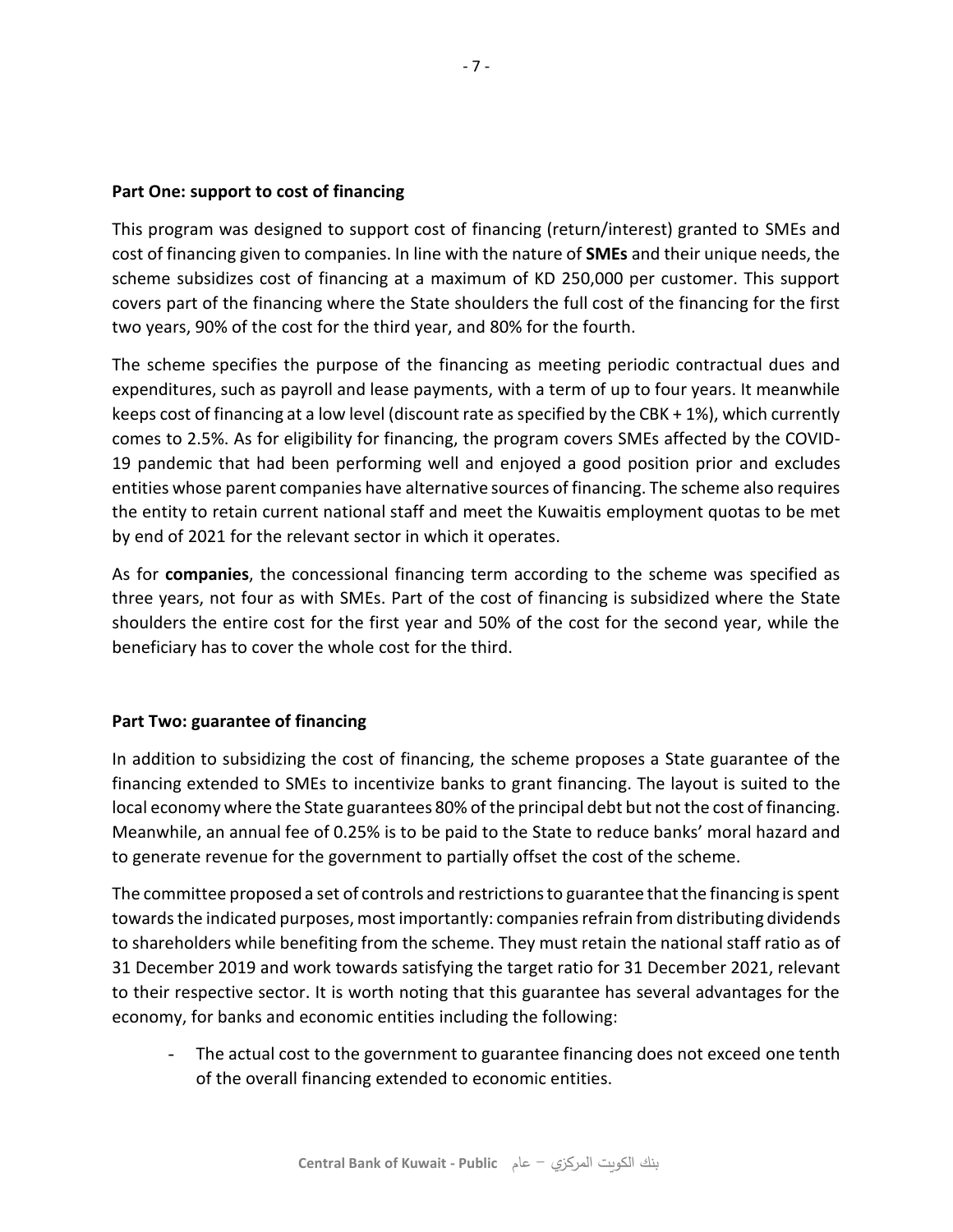**Part One: support to cost of financing**

This program was designed to support cost of financing (return/interest) granted to SMEs and cost of financing given to companies. In line with the nature of **SMEs** and their unique needs, the scheme subsidizes cost of financing at a maximum of KD 250,000 per customer. This support covers part of the financing where the State shoulders the full cost of the financing for the first two years, 90% of the cost for the third year, and 80% for the fourth.

The scheme specifies the purpose of the financing as meeting periodic contractual dues and expenditures, such as payroll and lease payments, with a term of up to four years. It meanwhile keeps cost of financing at a low level (discount rate as specified by the CBK + 1%), which currently comes to 2.5%. As for eligibility for financing, the program covers SMEs affected by the COVID-19 pandemic that had been performing well and enjoyed a good position prior and excludes entities whose parent companies have alternative sources of financing. The scheme also requires the entity to retain current national staff and meet the Kuwaitis employment quotas to be met by end of 2021 for the relevant sector in which it operates.

As for **companies**, the concessional financing term according to the scheme was specified as three years, not four as with SMEs. Part of the cost of financing is subsidized where the State shoulders the entire cost for the first year and 50% of the cost for the second year, while the beneficiary has to cover the whole cost for the third.

**Part Two: guarantee of financing**

In addition to subsidizing the cost of financing, the scheme proposes a State guarantee of the financing extended to SMEs to incentivize banks to grant financing. The layout is suited to the local economy where the State guarantees 80% of the principal debt but not the cost of financing. Meanwhile, an annual fee of 0.25% is to be paid to the State to reduce banks' moral hazard and to generate revenue for the government to partially offset the cost of the scheme.

The committee proposed a set of controls and restrictions to guarantee that the financing is spent towards the indicated purposes, most importantly: companies refrain from distributing dividends to shareholders while benefiting from the scheme. They must retain the national staff ratio as of 31 December 2019 and work towards satisfying the target ratio for 31 December 2021, relevant to their respective sector. It is worth noting that this guarantee has several advantages for the economy, for banks and economic entities including the following:

- The actual cost to the government to guarantee financing does not exceed one tenth of the overall financing extended to economic entities.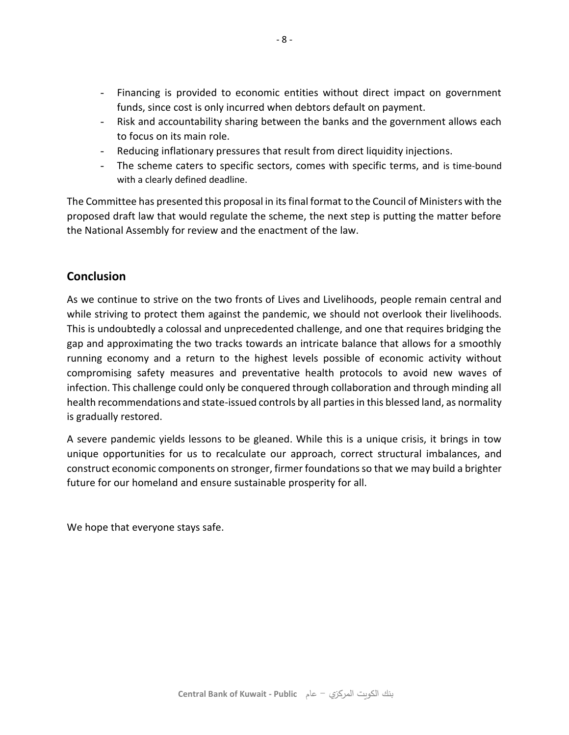- Financing is provided to economic entities without direct impact on government funds, since cost is only incurred when debtors default on payment.
- Risk and accountability sharing between the banks and the government allows each to focus on its main role.
- Reducing inflationary pressures that result from direct liquidity injections.
- The scheme caters to specific sectors, comes with specific terms, and is time-bound with a clearly defined deadline.

The Committee has presented this proposal in its final format to the Council of Ministers with the proposed draft law that would regulate the scheme, the next step is putting the matter before the National Assembly for review and the enactment of the law.

## Conclusion

As we continue to strive on the two fronts of Lives and Livelihoods, people remain central and while striving to protect them against the pandemic, we should not overlook their livelihoods. This is undoubtedly a colossal and unprecedented challenge, and one that requires bridging the gap and approximating the two tracks towards an intricate balance that allows for a smoothly running economy and a return to the highest levels possible of economic activity without compromising safety measures and preventative health protocols to avoid new waves of infection. This challenge could only be conquered through collaboration and through minding all health recommendations and state-issued controls by all parties in this blessed land, as normality is gradually restored.

A severe pandemic yields lessons to be gleaned. While this is a unique crisis, it brings in tow unique opportunities for us to recalculate our approach, correct structural imbalances, and construct economic components on stronger, firmer foundations so that we may build a brighter future for our homeland and ensure sustainable prosperity for all.

We hope that everyone stays safe.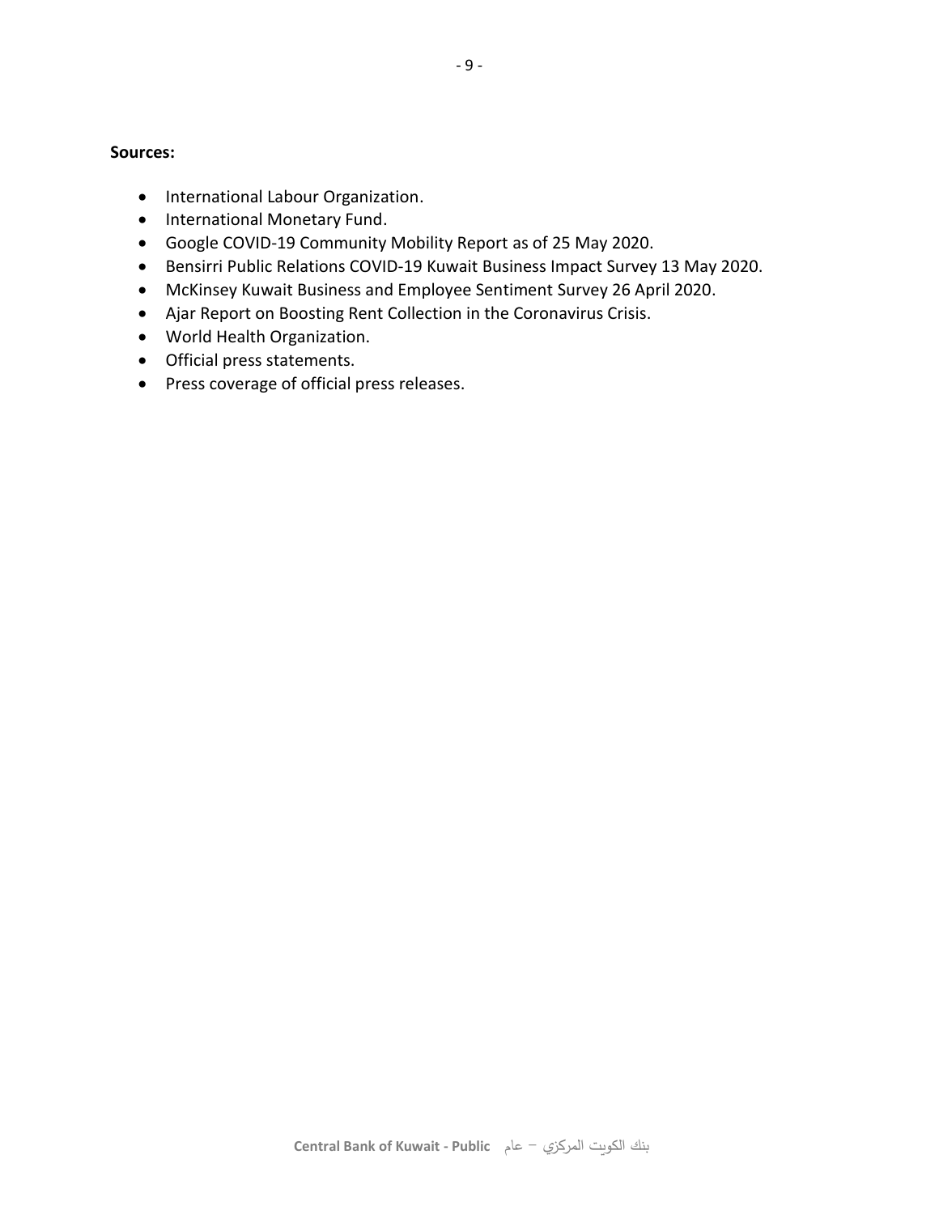**Sources:**

- International Labour Organization.
- International Monetary Fund.
- Google COVID-19 Community Mobility Report as of 25 May 2020.
- Bensirri Public Relations COVID-19 Kuwait Business Impact Survey 13 May 2020.
- McKinsey Kuwait Business and Employee Sentiment Survey 26 April 2020.
- Ajar Report on Boosting Rent Collection in the Coronavirus Crisis.
- World Health Organization.
- Official press statements.
- Press coverage of official press releases.